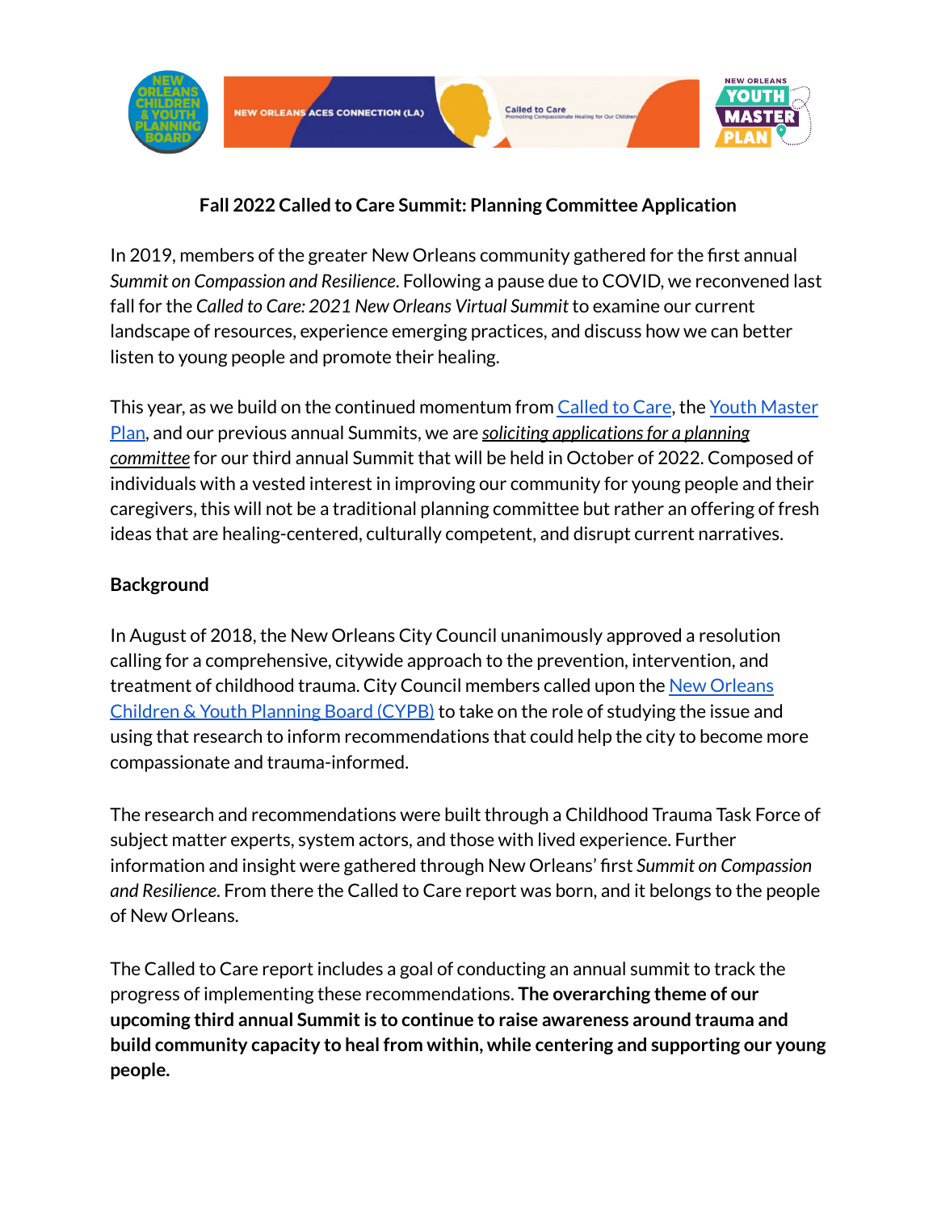# Fall 2022 Called to Care Summit: Planning Committee Application

In 2019, members of the greater New Orleans community gathered for the first annual *Summit on Compassion and Resilience*. Following a pause due to COVID, we reconvened last fall for the *Called to Care: 2021 New Orleans Virtual Summit* to examine our current landscape of resources, experience emerging practices, and discuss how we can better listen to young people and promote their healing.

This year, as we build on the continued momentum from Called to Care, the Youth Master Plan, and our previous annual Summits, we are ***soliciting applications for a planning committee*** for our third annual Summit that will be held in October of 2022. Composed of individuals with a vested interest in improving our community for young people and their caregivers, this will not be a traditional planning committee but rather an offering of fresh ideas that are healing-centered, culturally competent, and disrupt current narratives.

## Background

In August of 2018, the New Orleans City Council unanimously approved a resolution calling for a comprehensive, citywide approach to the prevention, intervention, and treatment of childhood trauma. City Council members called upon the New Orleans Children & Youth Planning Board (CYPB) to take on the role of studying the issue and using that research to inform recommendations that could help the city to become more compassionate and trauma-informed.

The research and recommendations were built through a Childhood Trauma Task Force of subject matter experts, system actors, and those with lived experience. Further information and insight were gathered through New Orleans' first *Summit on Compassion and Resilience*. From there the Called to Care report was born, and it belongs to the people of New Orleans.

The Called to Care report includes a goal of conducting an annual summit to track the progress of implementing these recommendations. **The overarching theme of our upcoming third annual Summit is to continue to raise awareness around trauma and build community capacity to heal from within, while centering and supporting our young people.**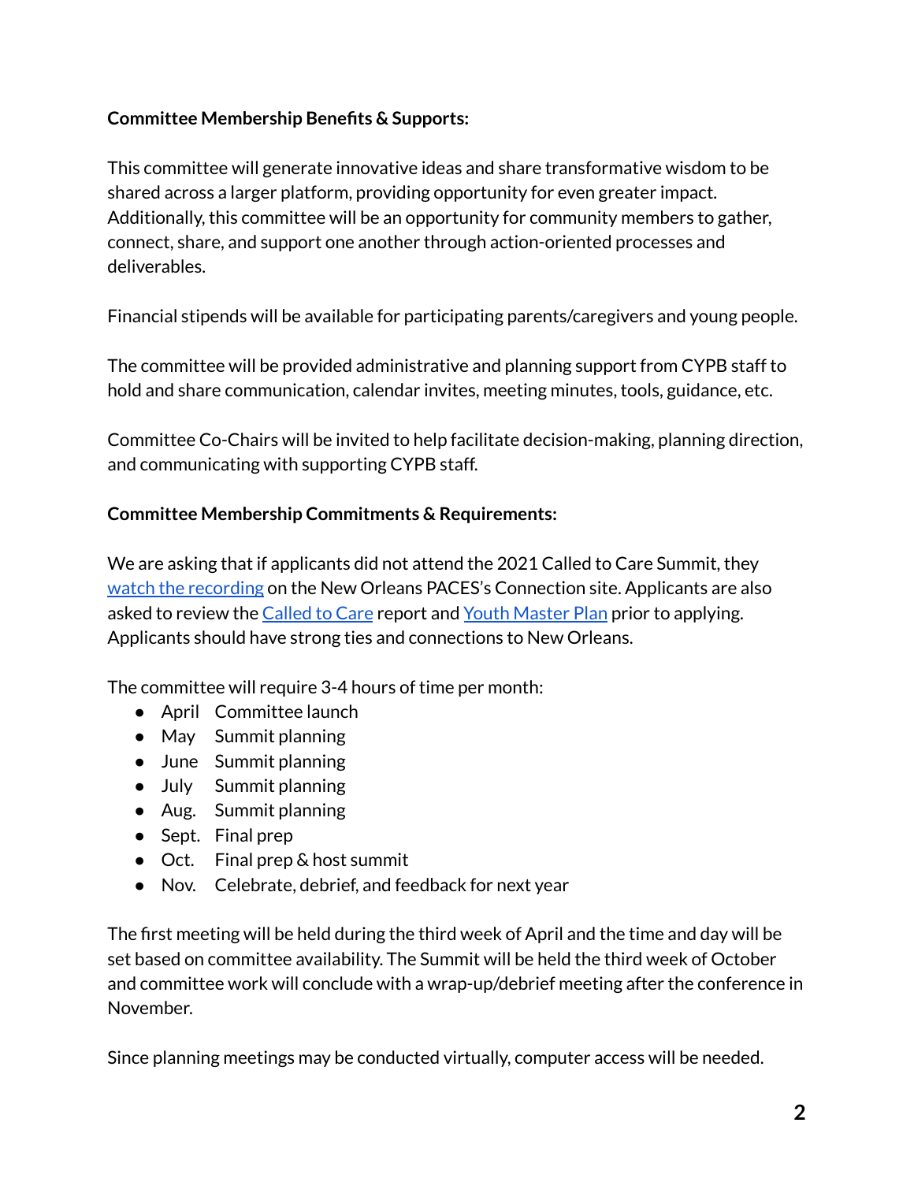**Committee Membership Benefits & Supports:**

This committee will generate innovative ideas and share transformative wisdom to be shared across a larger platform, providing opportunity for even greater impact. Additionally, this committee will be an opportunity for community members to gather, connect, share, and support one another through action-oriented processes and deliverables.

Financial stipends will be available for participating parents/caregivers and young people.

The committee will be provided administrative and planning support from CYPB staff to hold and share communication, calendar invites, meeting minutes, tools, guidance, etc.

Committee Co-Chairs will be invited to help facilitate decision-making, planning direction, and communicating with supporting CYPB staff.

**Committee Membership Commitments & Requirements:**

We are asking that if applicants did not attend the 2021 Called to Care Summit, they watch the recording on the New Orleans PACES's Connection site. Applicants are also asked to review the Called to Care report and Youth Master Plan prior to applying. Applicants should have strong ties and connections to New Orleans.

The committee will require 3-4 hours of time per month:

- April Committee launch
- May Summit planning
- June Summit planning
- July Summit planning
- Aug. Summit planning
- Sept. Final prep
- Oct. Final prep & host summit
- Nov. Celebrate, debrief, and feedback for next year

The first meeting will be held during the third week of April and the time and day will be set based on committee availability. The Summit will be held the third week of October and committee work will conclude with a wrap-up/debrief meeting after the conference in November.

Since planning meetings may be conducted virtually, computer access will be needed.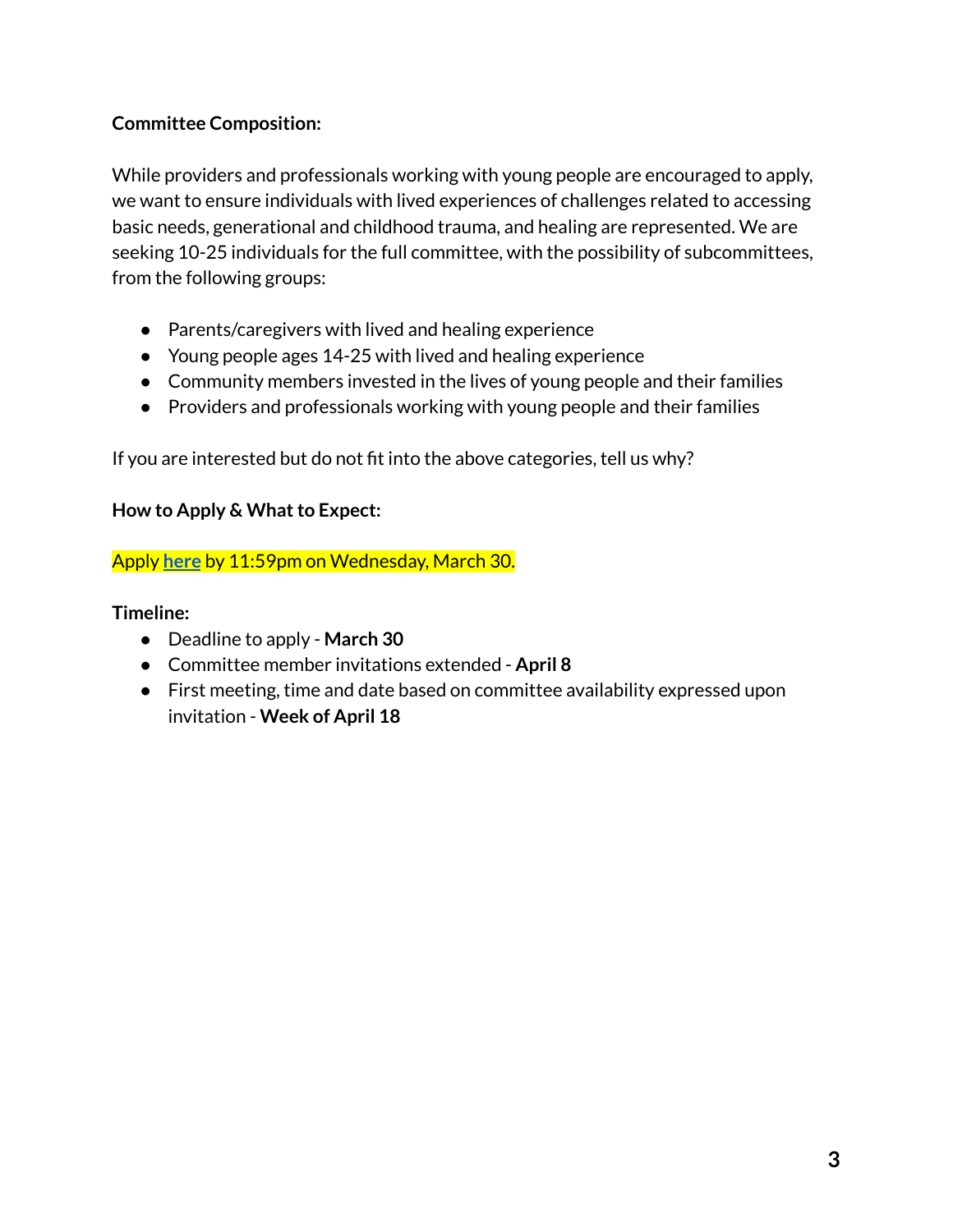**Committee Composition:**

While providers and professionals working with young people are encouraged to apply, we want to ensure individuals with lived experiences of challenges related to accessing basic needs, generational and childhood trauma, and healing are represented. We are seeking 10-25 individuals for the full committee, with the possibility of subcommittees, from the following groups:

- Parents/caregivers with lived and healing experience
- Young people ages 14-25 with lived and healing experience
- Community members invested in the lives of young people and their families
- Providers and professionals working with young people and their families

If you are interested but do not fit into the above categories, tell us why?

**How to Apply & What to Expect:**

Apply **here** by 11:59pm on Wednesday, March 30.

**Timeline:**

- Deadline to apply - **March 30**
- Committee member invitations extended - **April 8**
- First meeting, time and date based on committee availability expressed upon invitation - **Week of April 18**